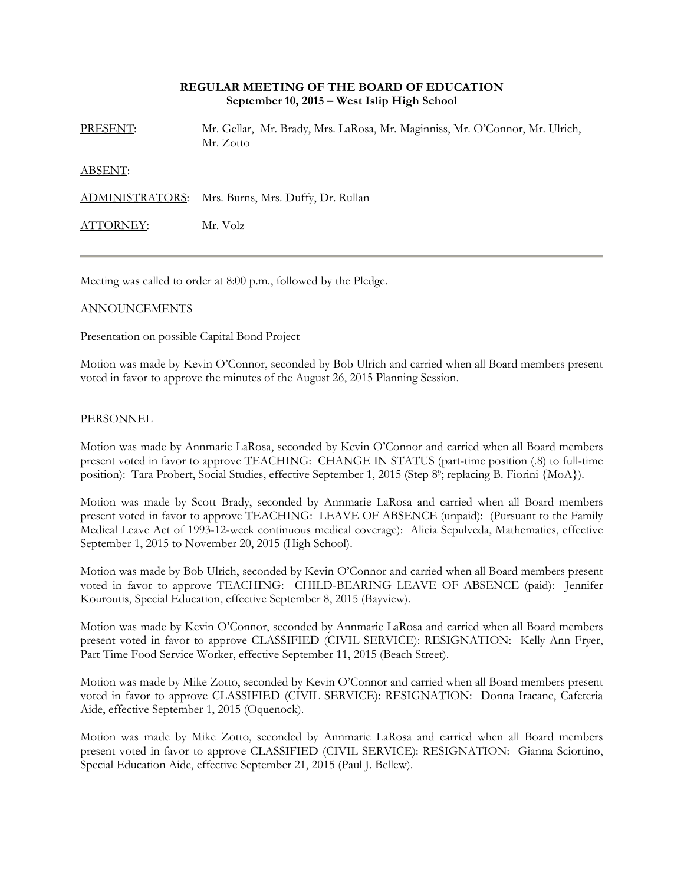**REGULAR MEETING OF THE BOARD OF EDUCATION**
**September 10, 2015 – West Islip High School**

PRESENT: Mr. Gellar, Mr. Brady, Mrs. LaRosa, Mr. Maginniss, Mr. O'Connor, Mr. Ulrich, Mr. Zotto

ABSENT:

ADMINISTRATORS: Mrs. Burns, Mrs. Duffy, Dr. Rullan

ATTORNEY: Mr. Volz

---

Meeting was called to order at 8:00 p.m., followed by the Pledge.

ANNOUNCEMENTS

Presentation on possible Capital Bond Project

Motion was made by Kevin O'Connor, seconded by Bob Ulrich and carried when all Board members present voted in favor to approve the minutes of the August 26, 2015 Planning Session.

PERSONNEL

Motion was made by Annmarie LaRosa, seconded by Kevin O'Connor and carried when all Board members present voted in favor to approve TEACHING: CHANGE IN STATUS (part-time position (.8) to full-time position): Tara Probert, Social Studies, effective September 1, 2015 (Step 8[9]; replacing B. Fiorini {MoA}).

Motion was made by Scott Brady, seconded by Annmarie LaRosa and carried when all Board members present voted in favor to approve TEACHING: LEAVE OF ABSENCE (unpaid): (Pursuant to the Family Medical Leave Act of 1993-12-week continuous medical coverage): Alicia Sepulveda, Mathematics, effective September 1, 2015 to November 20, 2015 (High School).

Motion was made by Bob Ulrich, seconded by Kevin O'Connor and carried when all Board members present voted in favor to approve TEACHING: CHILD-BEARING LEAVE OF ABSENCE (paid): Jennifer Kouroutis, Special Education, effective September 8, 2015 (Bayview).

Motion was made by Kevin O'Connor, seconded by Annmarie LaRosa and carried when all Board members present voted in favor to approve CLASSIFIED (CIVIL SERVICE): RESIGNATION: Kelly Ann Fryer, Part Time Food Service Worker, effective September 11, 2015 (Beach Street).

Motion was made by Mike Zotto, seconded by Kevin O'Connor and carried when all Board members present voted in favor to approve CLASSIFIED (CIVIL SERVICE): RESIGNATION: Donna Iracane, Cafeteria Aide, effective September 1, 2015 (Oquenock).

Motion was made by Mike Zotto, seconded by Annmarie LaRosa and carried when all Board members present voted in favor to approve CLASSIFIED (CIVIL SERVICE): RESIGNATION: Gianna Sciortino, Special Education Aide, effective September 21, 2015 (Paul J. Bellew).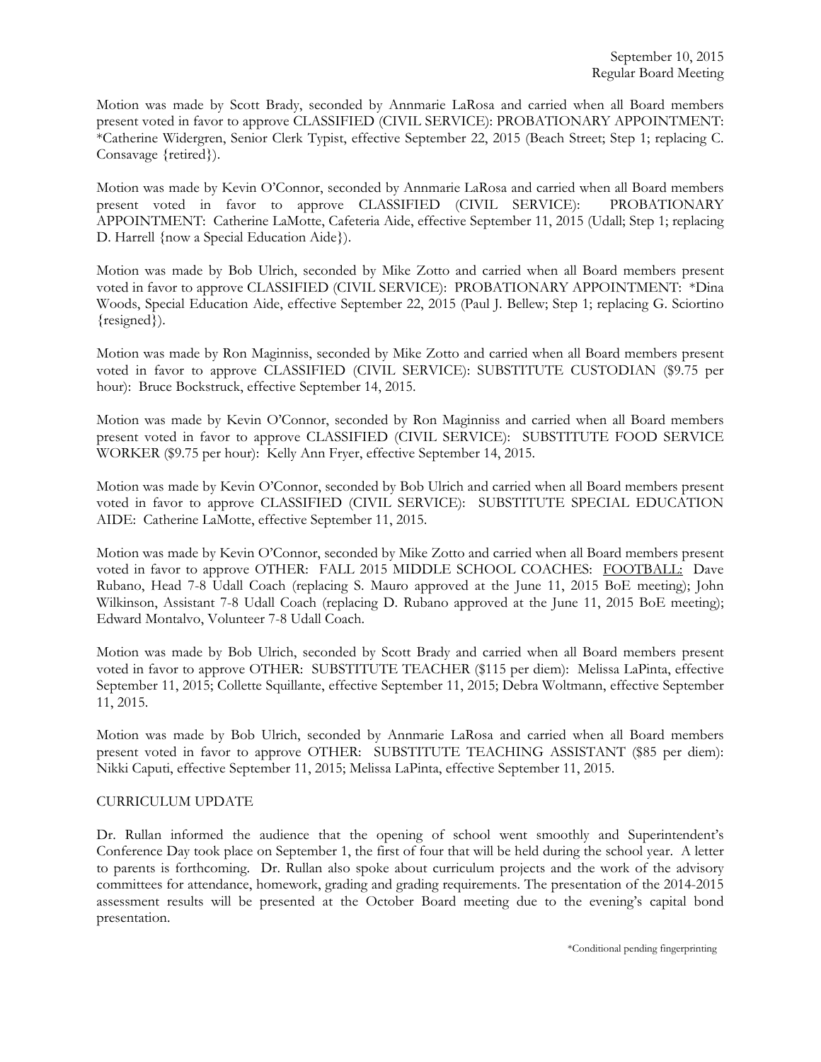Motion was made by Scott Brady, seconded by Annmarie LaRosa and carried when all Board members present voted in favor to approve CLASSIFIED (CIVIL SERVICE): PROBATIONARY APPOINTMENT: *Catherine Widergren, Senior Clerk Typist, effective September 22, 2015 (Beach Street; Step 1; replacing C. Consavage {retired}).

Motion was made by Kevin O'Connor, seconded by Annmarie LaRosa and carried when all Board members present voted in favor to approve CLASSIFIED (CIVIL SERVICE): PROBATIONARY APPOINTMENT: Catherine LaMotte, Cafeteria Aide, effective September 11, 2015 (Udall; Step 1; replacing D. Harrell {now a Special Education Aide}).

Motion was made by Bob Ulrich, seconded by Mike Zotto and carried when all Board members present voted in favor to approve CLASSIFIED (CIVIL SERVICE): PROBATIONARY APPOINTMENT: *Dina Woods, Special Education Aide, effective September 22, 2015 (Paul J. Bellew; Step 1; replacing G. Sciortino {resigned}).

Motion was made by Ron Maginniss, seconded by Mike Zotto and carried when all Board members present voted in favor to approve CLASSIFIED (CIVIL SERVICE): SUBSTITUTE CUSTODIAN ($9.75 per hour): Bruce Bockstruck, effective September 14, 2015.

Motion was made by Kevin O'Connor, seconded by Ron Maginniss and carried when all Board members present voted in favor to approve CLASSIFIED (CIVIL SERVICE): SUBSTITUTE FOOD SERVICE WORKER ($9.75 per hour): Kelly Ann Fryer, effective September 14, 2015.

Motion was made by Kevin O'Connor, seconded by Bob Ulrich and carried when all Board members present voted in favor to approve CLASSIFIED (CIVIL SERVICE): SUBSTITUTE SPECIAL EDUCATION AIDE: Catherine LaMotte, effective September 11, 2015.

Motion was made by Kevin O'Connor, seconded by Mike Zotto and carried when all Board members present voted in favor to approve OTHER: FALL 2015 MIDDLE SCHOOL COACHES: FOOTBALL: Dave Rubano, Head 7-8 Udall Coach (replacing S. Mauro approved at the June 11, 2015 BoE meeting); John Wilkinson, Assistant 7-8 Udall Coach (replacing D. Rubano approved at the June 11, 2015 BoE meeting); Edward Montalvo, Volunteer 7-8 Udall Coach.

Motion was made by Bob Ulrich, seconded by Scott Brady and carried when all Board members present voted in favor to approve OTHER: SUBSTITUTE TEACHER ($115 per diem): Melissa LaPinta, effective September 11, 2015; Collette Squillante, effective September 11, 2015; Debra Woltmann, effective September 11, 2015.

Motion was made by Bob Ulrich, seconded by Annmarie LaRosa and carried when all Board members present voted in favor to approve OTHER: SUBSTITUTE TEACHING ASSISTANT ($85 per diem): Nikki Caputi, effective September 11, 2015; Melissa LaPinta, effective September 11, 2015.

CURRICULUM UPDATE

Dr. Rullan informed the audience that the opening of school went smoothly and Superintendent's Conference Day took place on September 1, the first of four that will be held during the school year. A letter to parents is forthcoming. Dr. Rullan also spoke about curriculum projects and the work of the advisory committees for attendance, homework, grading and grading requirements. The presentation of the 2014-2015 assessment results will be presented at the October Board meeting due to the evening's capital bond presentation.

*Conditional pending fingerprinting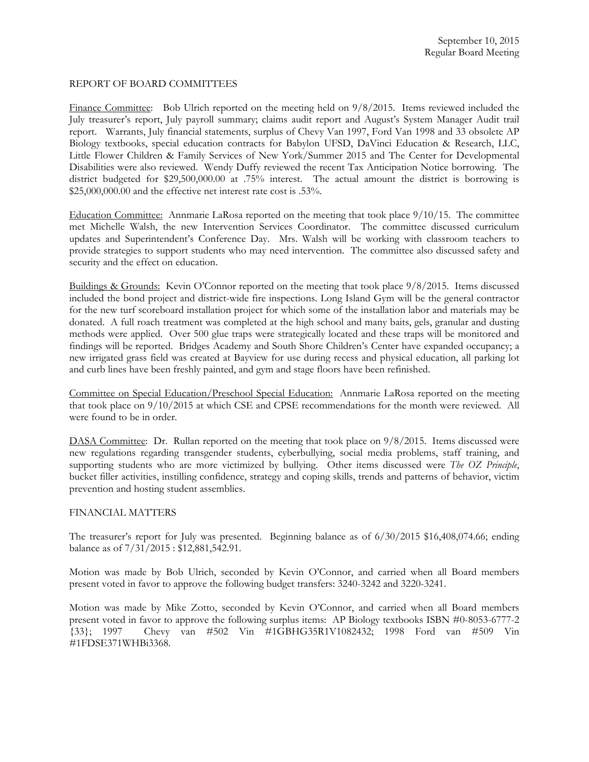REPORT OF BOARD COMMITTEES

Finance Committee: Bob Ulrich reported on the meeting held on 9/8/2015. Items reviewed included the July treasurer's report, July payroll summary; claims audit report and August's System Manager Audit trail report. Warrants, July financial statements, surplus of Chevy Van 1997, Ford Van 1998 and 33 obsolete AP Biology textbooks, special education contracts for Babylon UFSD, DaVinci Education & Research, LLC, Little Flower Children & Family Services of New York/Summer 2015 and The Center for Developmental Disabilities were also reviewed. Wendy Duffy reviewed the recent Tax Anticipation Notice borrowing. The district budgeted for $29,500,000.00 at .75% interest. The actual amount the district is borrowing is $25,000,000.00 and the effective net interest rate cost is .53%.

Education Committee: Annmarie LaRosa reported on the meeting that took place 9/10/15. The committee met Michelle Walsh, the new Intervention Services Coordinator. The committee discussed curriculum updates and Superintendent's Conference Day. Mrs. Walsh will be working with classroom teachers to provide strategies to support students who may need intervention. The committee also discussed safety and security and the effect on education.

Buildings & Grounds: Kevin O'Connor reported on the meeting that took place 9/8/2015. Items discussed included the bond project and district-wide fire inspections. Long Island Gym will be the general contractor for the new turf scoreboard installation project for which some of the installation labor and materials may be donated. A full roach treatment was completed at the high school and many baits, gels, granular and dusting methods were applied. Over 500 glue traps were strategically located and these traps will be monitored and findings will be reported. Bridges Academy and South Shore Children's Center have expanded occupancy; a new irrigated grass field was created at Bayview for use during recess and physical education, all parking lot and curb lines have been freshly painted, and gym and stage floors have been refinished.

Committee on Special Education/Preschool Special Education: Annmarie LaRosa reported on the meeting that took place on 9/10/2015 at which CSE and CPSE recommendations for the month were reviewed. All were found to be in order.

DASA Committee: Dr. Rullan reported on the meeting that took place on 9/8/2015. Items discussed were new regulations regarding transgender students, cyberbullying, social media problems, staff training, and supporting students who are more victimized by bullying. Other items discussed were *The OZ Principle*, bucket filler activities, instilling confidence, strategy and coping skills, trends and patterns of behavior, victim prevention and hosting student assemblies.

FINANCIAL MATTERS

The treasurer's report for July was presented. Beginning balance as of 6/30/2015 $16,408,074.66; ending balance as of 7/31/2015 : $12,881,542.91.

Motion was made by Bob Ulrich, seconded by Kevin O'Connor, and carried when all Board members present voted in favor to approve the following budget transfers: 3240-3242 and 3220-3241.

Motion was made by Mike Zotto, seconded by Kevin O'Connor, and carried when all Board members present voted in favor to approve the following surplus items: AP Biology textbooks ISBN #0-8053-6777-2 {33}; 1997 Chevy van #502 Vin #1GBHG35R1V1082432; 1998 Ford van #509 Vin #1FDSE371WHBi3368.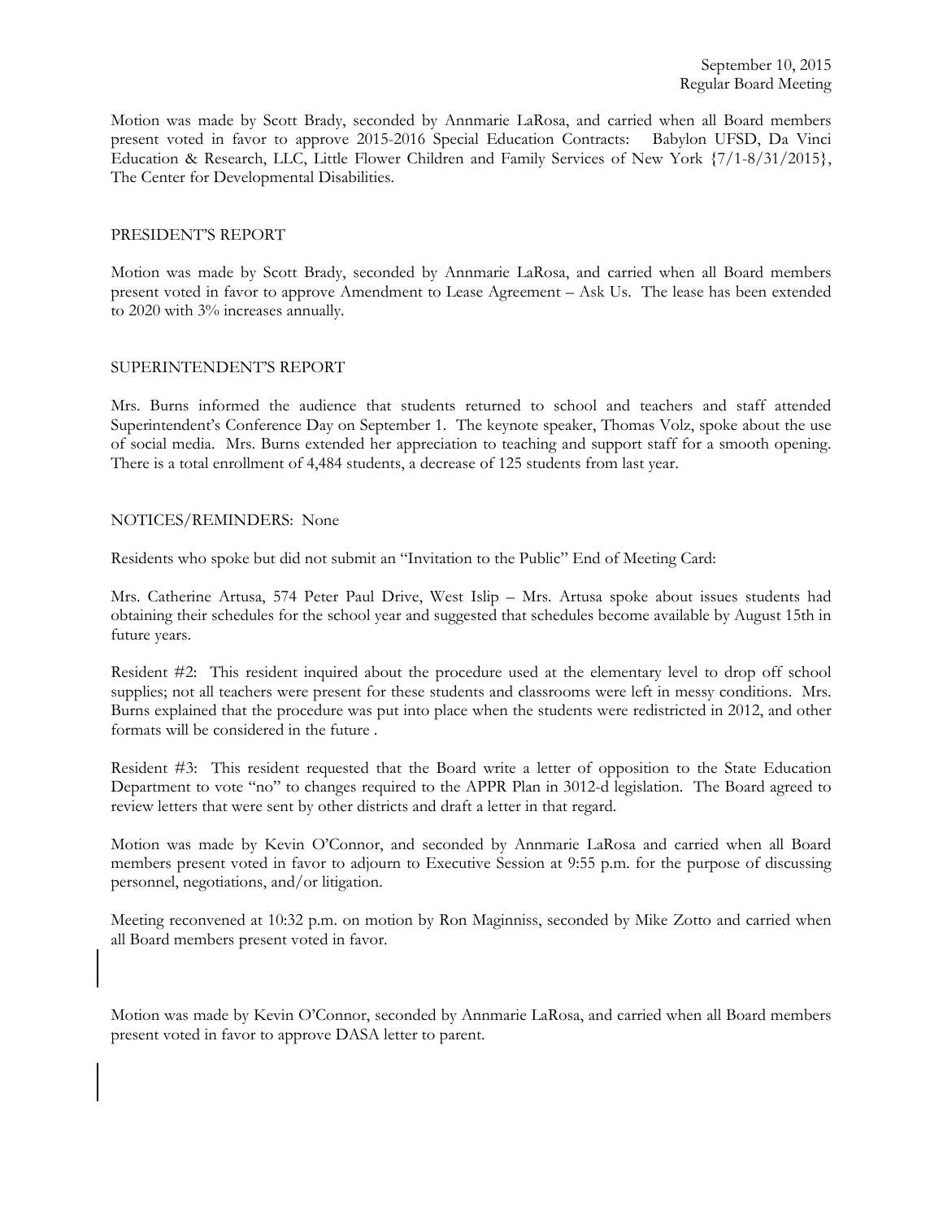Motion was made by Scott Brady, seconded by Annmarie LaRosa, and carried when all Board members present voted in favor to approve 2015-2016 Special Education Contracts: Babylon UFSD, Da Vinci Education & Research, LLC, Little Flower Children and Family Services of New York {7/1-8/31/2015}, The Center for Developmental Disabilities.

PRESIDENT'S REPORT

Motion was made by Scott Brady, seconded by Annmarie LaRosa, and carried when all Board members present voted in favor to approve Amendment to Lease Agreement – Ask Us. The lease has been extended to 2020 with 3% increases annually.

SUPERINTENDENT'S REPORT

Mrs. Burns informed the audience that students returned to school and teachers and staff attended Superintendent's Conference Day on September 1. The keynote speaker, Thomas Volz, spoke about the use of social media. Mrs. Burns extended her appreciation to teaching and support staff for a smooth opening. There is a total enrollment of 4,484 students, a decrease of 125 students from last year.

NOTICES/REMINDERS: None

Residents who spoke but did not submit an "Invitation to the Public" End of Meeting Card:

Mrs. Catherine Artusa, 574 Peter Paul Drive, West Islip – Mrs. Artusa spoke about issues students had obtaining their schedules for the school year and suggested that schedules become available by August 15th in future years.

Resident #2: This resident inquired about the procedure used at the elementary level to drop off school supplies; not all teachers were present for these students and classrooms were left in messy conditions. Mrs. Burns explained that the procedure was put into place when the students were redistricted in 2012, and other formats will be considered in the future .

Resident #3: This resident requested that the Board write a letter of opposition to the State Education Department to vote "no" to changes required to the APPR Plan in 3012-d legislation. The Board agreed to review letters that were sent by other districts and draft a letter in that regard.

Motion was made by Kevin O'Connor, and seconded by Annmarie LaRosa and carried when all Board members present voted in favor to adjourn to Executive Session at 9:55 p.m. for the purpose of discussing personnel, negotiations, and/or litigation.

Meeting reconvened at 10:32 p.m. on motion by Ron Maginniss, seconded by Mike Zotto and carried when all Board members present voted in favor.

Motion was made by Kevin O'Connor, seconded by Annmarie LaRosa, and carried when all Board members present voted in favor to approve DASA letter to parent.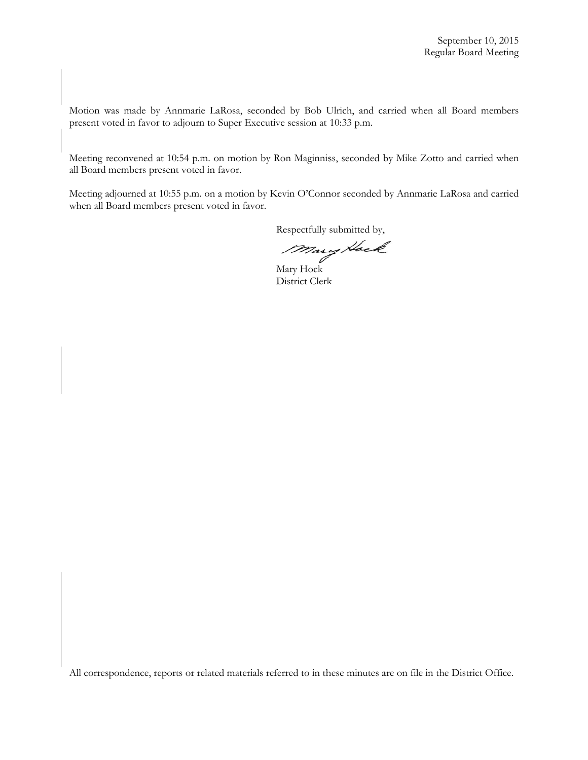Motion was made by Annmarie LaRosa, seconded by Bob Ulrich, and carried when all Board members present voted in favor to adjourn to Super Executive session at 10:33 p.m.

Meeting reconvened at 10:54 p.m. on motion by Ron Maginniss, seconded by Mike Zotto and carried when all Board members present voted in favor.

Meeting adjourned at 10:55 p.m. on a motion by Kevin O'Connor seconded by Annmarie LaRosa and carried when all Board members present voted in favor.

Respectfully submitted by,

Mary Hock

Mary Hock
District Clerk

All correspondence, reports or related materials referred to in these minutes are on file in the District Office.